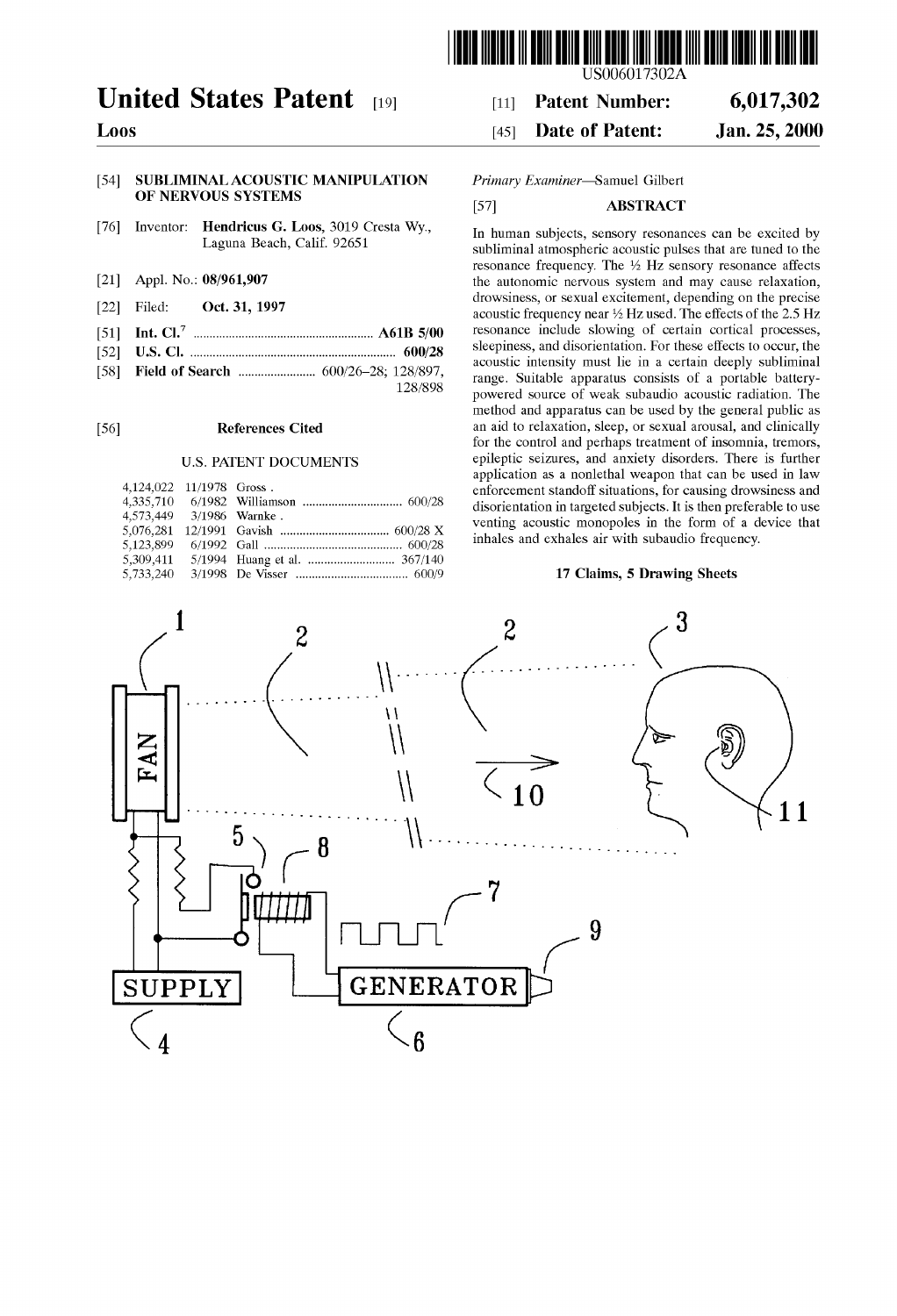US006017302A

# United States Patent [19]

**Loos**

[11] **Patent Number: 6,017,302**

[45] **Date of Patent: Jan. 25, 2000**

[54] **SUBLIMINAL ACOUSTIC MANIPULATION OF NERVOUS SYSTEMS**

[76] Inventor: **Hendricus G. Loos**, 3019 Cresta Wy., Laguna Beach, Calif. 92651

[21] Appl. No.: **08/961,907**

[22] Filed: **Oct. 31, 1997**

[51] **Int. Cl.**[7] ..................................................... **A61B 5/00**

[52] **U.S. Cl.** .............................................................. **600/28**

[58] **Field of Search** ......................... 600/26–28; 128/897, 128/898

[56] **References Cited**

U.S. PATENT DOCUMENTS

| | | | |
|---|---|---|---|
| 4,124,022 | 11/1978 | Gross . | |
| 4,335,710 | 6/1982 | Williamson | 600/28 |
| 4,573,449 | 3/1986 | Warnke . | |
| 5,076,281 | 12/1991 | Gavish | 600/28 X |
| 5,123,899 | 6/1992 | Gall | 600/28 |
| 5,309,411 | 5/1994 | Huang et al. | 367/140 |
| 5,733,240 | 3/1998 | De Visser | 600/9 |

*Primary Examiner*—Samuel Gilbert

[57] **ABSTRACT**

In human subjects, sensory resonances can be excited by subliminal atmospheric acoustic pulses that are tuned to the resonance frequency. The ½ Hz sensory resonance affects the autonomic nervous system and may cause relaxation, drowsiness, or sexual excitement, depending on the precise acoustic frequency near ½ Hz used. The effects of the 2.5 Hz resonance include slowing of certain cortical processes, sleepiness, and disorientation. For these effects to occur, the acoustic intensity must lie in a certain deeply subliminal range. Suitable apparatus consists of a portable battery-powered source of weak subaudio acoustic radiation. The method and apparatus can be used by the general public as an aid to relaxation, sleep, or sexual arousal, and clinically for the control and perhaps treatment of insomnia, tremors, epileptic seizures, and anxiety disorders. There is further application as a nonlethal weapon that can be used in law enforcement standoff situations, for causing drowsiness and disorientation in targeted subjects. It is then preferable to use venting acoustic monopoles in the form of a device that inhales and exhales air with subaudio frequency.

**17 Claims, 5 Drawing Sheets**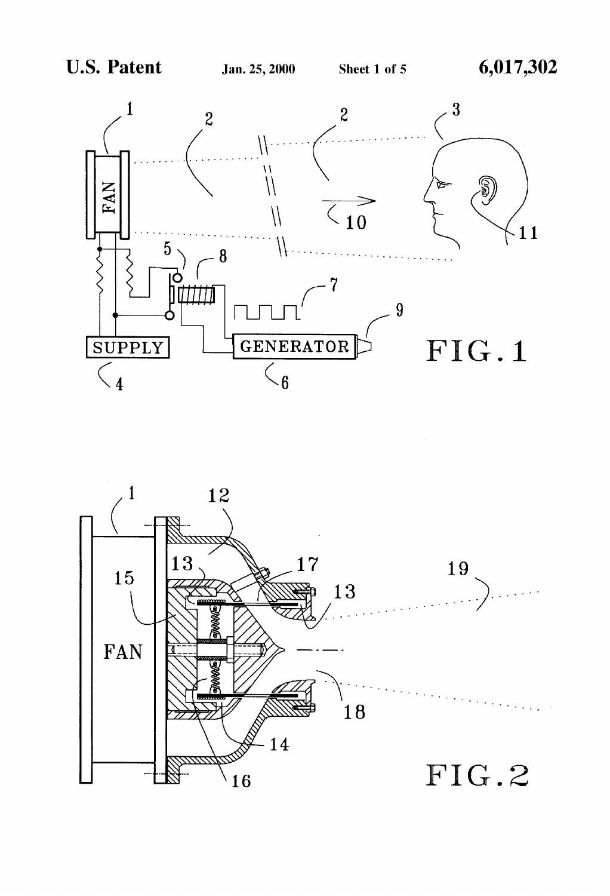FAN

SUPPLY

GENERATOR

1 2 2 3 5 8 7 9 10 11 4 6

FIG. 1

FAN

1 12 13 17 19 15 13 18 14 16

FIG. 2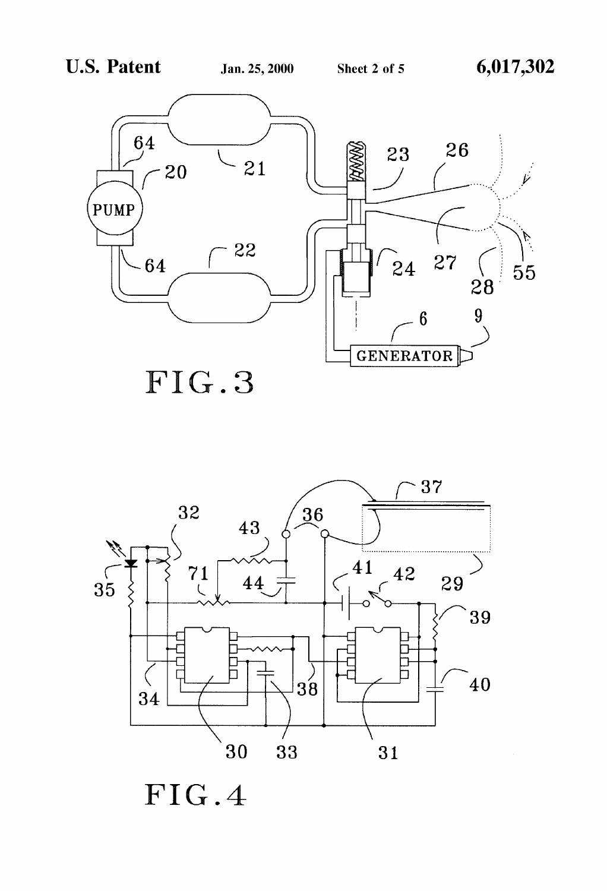U.S. Patent Jan. 25, 2000 Sheet 2 of 5 6,017,302

64

20

21

PUMP

22

64

23

26

24

27

28

55

6

9

GENERATOR

FIG.3

37

32

43

36

41

42

29

35

71

44

39

34

38

40

30

33

31

FIG.4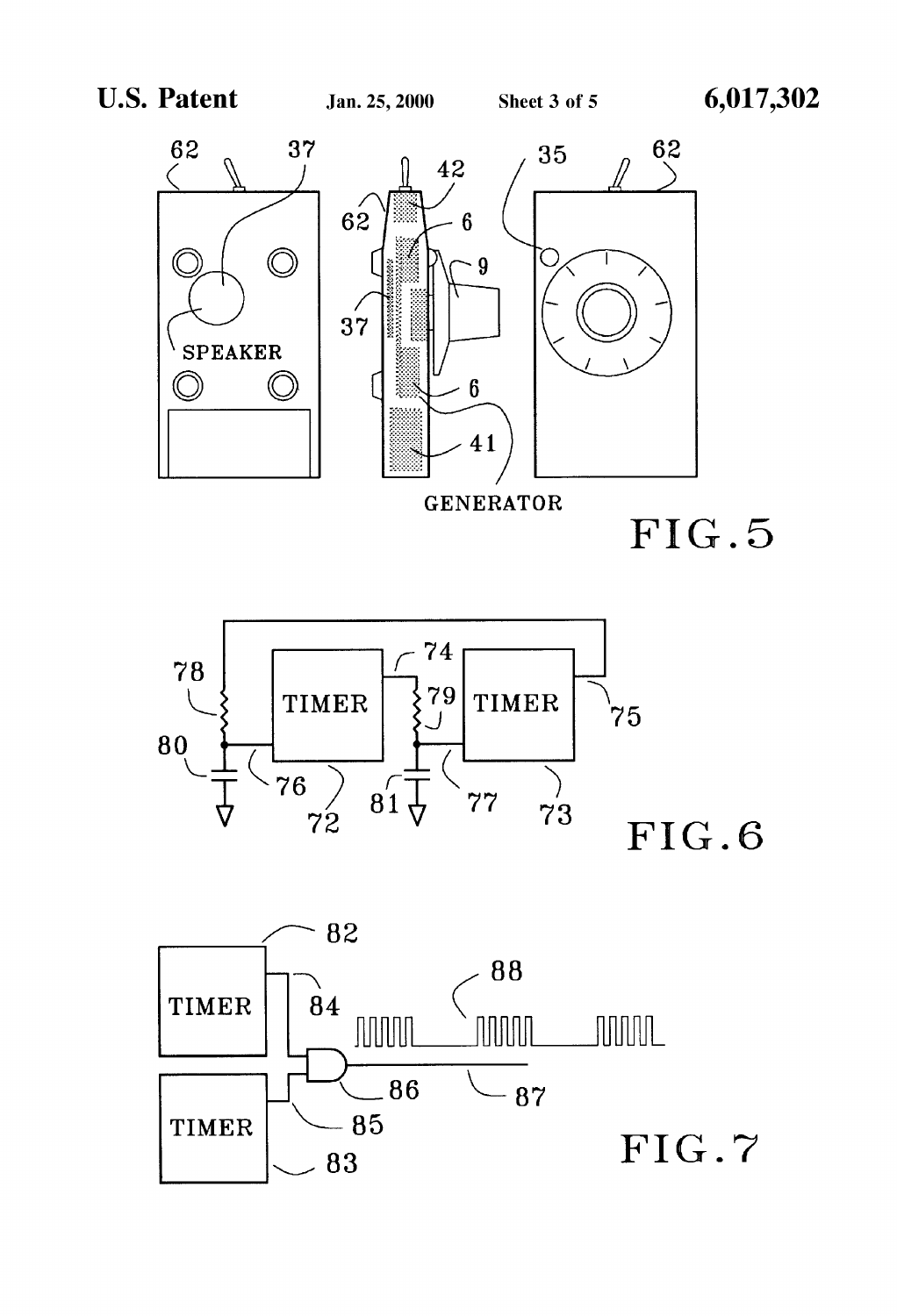62 37

SPEAKER

42 62 6 9 37 6 41

GENERATOR

35 62

FIG.5

78 74 79 TIMER TIMER 75

80 76 72 81 77 73

FIG.6

82

TIMER 84

88

86 87

TIMER 85

83

FIG.7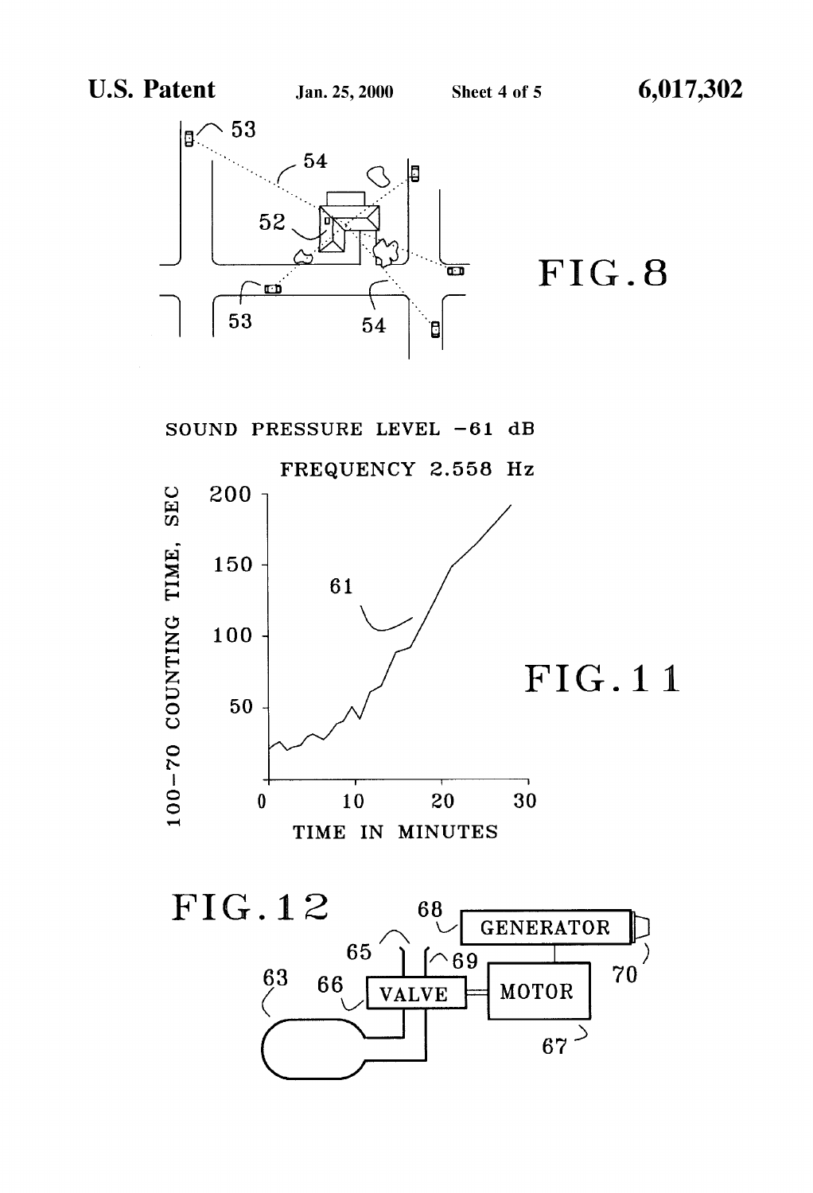53

54

52

53

54

FIG. 8

SOUND PRESSURE LEVEL −61 dB

FREQUENCY 2.558 Hz

200

150

100

50

0

10

20

30

61

100−70 COUNTING TIME, SEC

TIME IN MINUTES

FIG. 11

FIG. 12

68

GENERATOR

65

69

70

63

66

VALVE

MOTOR

67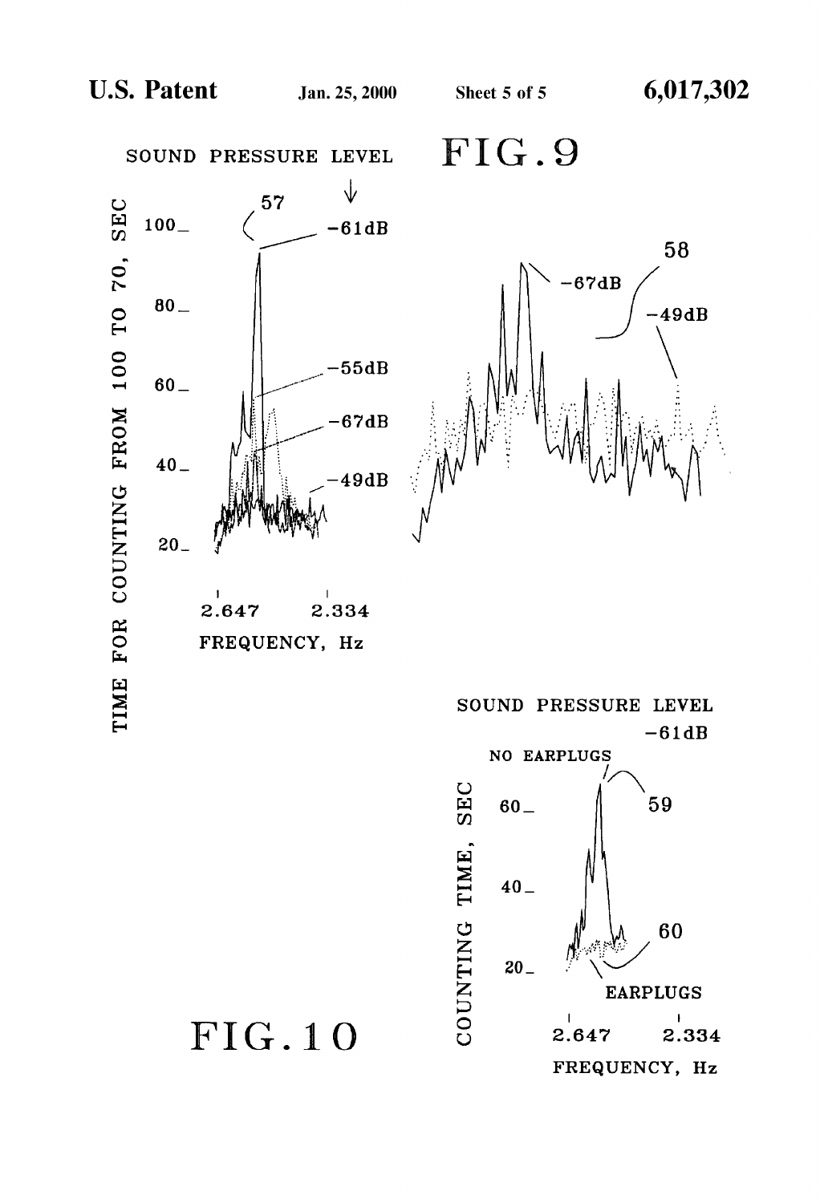FIG. 9

SOUND PRESSURE LEVEL

TIME FOR COUNTING FROM 100 TO 70, SEC

100
80
60
40
20

57

-61dB

-55dB

-67dB

-49dB

2.647
2.334

FREQUENCY, Hz

58

-67dB

-49dB

FIG. 10

SOUND PRESSURE LEVEL

-61dB

NO EARPLUGS

59

COUNTING TIME, SEC

60
40
20

60

EARPLUGS

2.647
2.334

FREQUENCY, Hz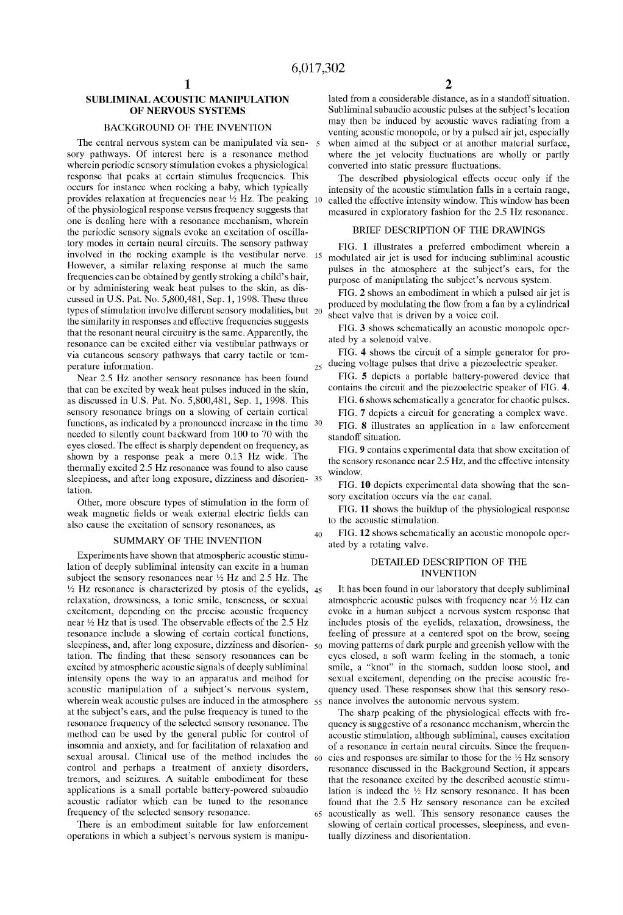## SUBLIMINAL ACOUSTIC MANIPULATION OF NERVOUS SYSTEMS

### BACKGROUND OF THE INVENTION

The central nervous system can be manipulated via sensory pathways. Of interest here is a resonance method wherein periodic sensory stimulation evokes a physiological response that peaks at certain stimulus frequencies. This occurs for instance when rocking a baby, which typically provides relaxation at frequencies near ½ Hz. The peaking of the physiological response versus frequency suggests that one is dealing here with a resonance mechanism, wherein the periodic sensory signals evoke an excitation of oscillatory modes in certain neural circuits. The sensory pathway involved in the rocking example is the vestibular nerve. However, a similar relaxing response at much the same frequencies can be obtained by gently stroking a child's hair, or by administering weak heat pulses to the skin, as discussed in U.S. Pat. No. 5,800,481, Sep. 1, 1998. These three types of stimulation involve different sensory modalities, but the similarity in responses and effective frequencies suggests that the resonant neural circuitry is the same. Apparently, the resonance can be excited either via vestibular pathways or via cutaneous sensory pathways that carry tactile or temperature information.

Near 2.5 Hz another sensory resonance has been found that can be excited by weak heat pulses induced in the skin, as discussed in U.S. Pat. No. 5,800,481, Sep. 1, 1998. This sensory resonance brings on a slowing of certain cortical functions, as indicated by a pronounced increase in the time needed to silently count backward from 100 to 70 with the eyes closed. The effect is sharply dependent on frequency, as shown by a response peak a mere 0.13 Hz wide. The thermally excited 2.5 Hz resonance was found to also cause sleepiness, and after long exposure, dizziness and disorientation.

Other, more obscure types of stimulation in the form of weak magnetic fields or weak external electric fields can also cause the excitation of sensory resonances, as

### SUMMARY OF THE INVENTION

Experiments have shown that atmospheric acoustic stimulation of deeply subliminal intensity can excite in a human subject the sensory resonances near ½ Hz and 2.5 Hz. The ½ Hz resonance is characterized by ptosis of the eyelids, relaxation, drowsiness, a tonic smile, tenseness, or sexual excitement, depending on the precise acoustic frequency near ½ Hz that is used. The observable effects of the 2.5 Hz resonance include a slowing of certain cortical functions, sleepiness, and, after long exposure, dizziness and disorientation. The finding that these sensory resonances can be excited by atmospheric acoustic signals of deeply subliminal intensity opens the way to an apparatus and method for acoustic manipulation of a subject's nervous system, wherein weak acoustic pulses are induced in the atmosphere at the subject's ears, and the pulse frequency is tuned to the resonance frequency of the selected sensory resonance. The method can be used by the general public for control of insomnia and anxiety, and for facilitation of relaxation and sexual arousal. Clinical use of the method includes the control and perhaps a treatment of anxiety disorders, tremors, and seizures. A suitable embodiment for these applications is a small portable battery-powered subaudio acoustic radiator which can be tuned to the resonance frequency of the selected sensory resonance.

There is an embodiment suitable for law enforcement operations in which a subject's nervous system is manipulated from a considerable distance, as in a standoff situation. Subliminal subaudio acoustic pulses at the subject's location may then be induced by acoustic waves radiating from a venting acoustic monopole, or by a pulsed air jet, especially when aimed at the subject or at another material surface, where the jet velocity fluctuations are wholly or partly converted into static pressure fluctuations.

The described physiological effects occur only if the intensity of the acoustic stimulation falls in a certain range, called the effective intensity window. This window has been measured in exploratory fashion for the 2.5 Hz resonance.

### BRIEF DESCRIPTION OF THE DRAWINGS

FIG. **1** illustrates a preferred embodiment wherein a modulated air jet is used for inducing subliminal acoustic pulses in the atmosphere at the subject's ears, for the purpose of manipulating the subject's nervous system.

FIG. **2** shows an embodiment in which a pulsed air jet is produced by modulating the flow from a fan by a cylindrical sheet valve that is driven by a voice coil.

FIG. **3** shows schematically an acoustic monopole operated by a solenoid valve.

FIG. **4** shows the circuit of a simple generator for producing voltage pulses that drive a piezoelectric speaker.

FIG. **5** depicts a portable battery-powered device that contains the circuit and the piezoelectric speaker of FIG. **4**.

FIG. **6** shows schematically a generator for chaotic pulses.

FIG. **7** depicts a circuit for generating a complex wave.

FIG. **8** illustrates an application in a law enforcement standoff situation.

FIG. **9** contains experimental data that show excitation of the sensory resonance near 2.5 Hz, and the effective intensity window.

FIG. **10** depicts experimental data showing that the sensory excitation occurs via the ear canal.

FIG. **11** shows the buildup of the physiological response to the acoustic stimulation.

FIG. **12** shows schematically an acoustic monopole operated by a rotating valve.

### DETAILED DESCRIPTION OF THE INVENTION

It has been found in our laboratory that deeply subliminal atmospheric acoustic pulses with frequency near ½ Hz can evoke in a human subject a nervous system response that includes ptosis of the eyelids, relaxation, drowsiness, the feeling of pressure at a centered spot on the brow, seeing moving patterns of dark purple and greenish yellow with the eyes closed, a soft warm feeling in the stomach, a tonic smile, a "knot" in the stomach, sudden loose stool, and sexual excitement, depending on the precise acoustic frequency used. These responses show that this sensory resonance involves the autonomic nervous system.

The sharp peaking of the physiological effects with frequency is suggestive of a resonance mechanism, wherein the acoustic stimulation, although subliminal, causes excitation of a resonance in certain neural circuits. Since the frequencies and responses are similar to those for the ½ Hz sensory resonance discussed in the Background Section, it appears that the resonance excited by the described acoustic stimulation is indeed the ½ Hz sensory resonance. It has been found that the 2.5 Hz sensory resonance can be excited acoustically as well. This sensory resonance causes the slowing of certain cortical processes, sleepiness, and eventually dizziness and disorientation.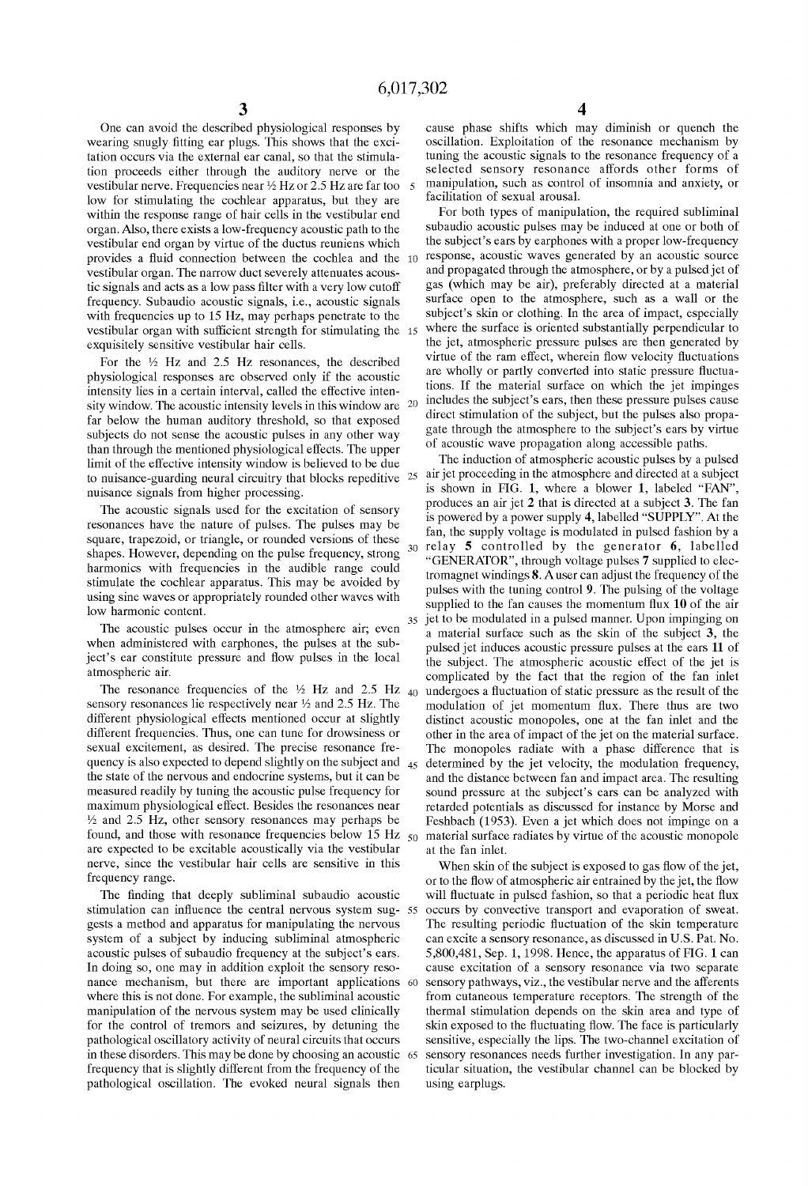One can avoid the described physiological responses by wearing snugly fitting ear plugs. This shows that the excitation occurs via the external ear canal, so that the stimulation proceeds either through the auditory nerve or the vestibular nerve. Frequencies near ½ Hz or 2.5 Hz are far too low for stimulating the cochlear apparatus, but they are within the response range of hair cells in the vestibular end organ. Also, there exists a low-frequency acoustic path to the vestibular end organ by virtue of the ductus reuniens which provides a fluid connection between the cochlea and the vestibular organ. The narrow duct severely attenuates acoustic signals and acts as a low pass filter with a very low cutoff frequency. Subaudio acoustic signals, i.e., acoustic signals with frequencies up to 15 Hz, may perhaps penetrate to the vestibular organ with sufficient strength for stimulating the exquisitely sensitive vestibular hair cells.

For the ½ Hz and 2.5 Hz resonances, the described physiological responses are observed only if the acoustic intensity lies in a certain interval, called the effective intensity window. The acoustic intensity levels in this window are far below the human auditory threshold, so that exposed subjects do not sense the acoustic pulses in any other way than through the mentioned physiological effects. The upper limit of the effective intensity window is believed to be due to nuisance-guarding neural circuitry that blocks repeditive nuisance signals from higher processing.

The acoustic signals used for the excitation of sensory resonances have the nature of pulses. The pulses may be square, trapezoid, or triangle, or rounded versions of these shapes. However, depending on the pulse frequency, strong harmonics with frequencies in the audible range could stimulate the cochlear apparatus. This may be avoided by using sine waves or appropriately rounded other waves with low harmonic content.

The acoustic pulses occur in the atmosphere air; even when administered with earphones, the pulses at the subject's ear constitute pressure and flow pulses in the local atmospheric air.

The resonance frequencies of the ½ Hz and 2.5 Hz sensory resonances lie respectively near ½ and 2.5 Hz. The different physiological effects mentioned occur at slightly different frequencies. Thus, one can tune for drowsiness or sexual excitement, as desired. The precise resonance frequency is also expected to depend slightly on the subject and the state of the nervous and endocrine systems, but it can be measured readily by tuning the acoustic pulse frequency for maximum physiological effect. Besides the resonances near ½ and 2.5 Hz, other sensory resonances may perhaps be found, and those with resonance frequencies below 15 Hz are expected to be excitable acoustically via the vestibular nerve, since the vestibular hair cells are sensitive in this frequency range.

The finding that deeply subliminal subaudio acoustic stimulation can influence the central nervous system suggests a method and apparatus for manipulating the nervous system of a subject by inducing subliminal atmospheric acoustic pulses of subaudio frequency at the subject's ears. In doing so, one may in addition exploit the sensory resonance mechanism, but there are important applications where this is not done. For example, the subliminal acoustic manipulation of the nervous system may be used clinically for the control of tremors and seizures, by detuning the pathological oscillatory activity of neural circuits that occurs in these disorders. This may be done by choosing an acoustic frequency that is slightly different from the frequency of the pathological oscillation. The evoked neural signals then cause phase shifts which may diminish or quench the oscillation. Exploitation of the resonance mechanism by tuning the acoustic signals to the resonance frequency of a selected sensory resonance affords other forms of manipulation, such as control of insomnia and anxiety, or facilitation of sexual arousal.

For both types of manipulation, the required subliminal subaudio acoustic pulses may be induced at one or both of the subject's ears by earphones with a proper low-frequency response, acoustic waves generated by an acoustic source and propagated through the atmosphere, or by a pulsed jet of gas (which may be air), preferably directed at a material surface open to the atmosphere, such as a wall or the subject's skin or clothing. In the area of impact, especially where the surface is oriented substantially perpendicular to the jet, atmospheric pressure pulses are then generated by virtue of the ram effect, wherein flow velocity fluctuations are wholly or partly converted into static pressure fluctuations. If the material surface on which the jet impinges includes the subject's ears, then these pressure pulses cause direct stimulation of the subject, but the pulses also propagate through the atmosphere to the subject's ears by virtue of acoustic wave propagation along accessible paths.

The induction of atmospheric acoustic pulses by a pulsed air jet proceeding in the atmosphere and directed at a subject is shown in FIG. 1, where a blower **1**, labeled "FAN", produces an air jet **2** that is directed at a subject **3**. The fan is powered by a power supply **4**, labelled "SUPPLY". At the fan, the supply voltage is modulated in pulsed fashion by a relay **5** controlled by the generator **6**, labelled "GENERATOR", through voltage pulses **7** supplied to electromagnet windings **8**. A user can adjust the frequency of the pulses with the tuning control **9**. The pulsing of the voltage supplied to the fan causes the momentum flux **10** of the air jet to be modulated in a pulsed manner. Upon impinging on a material surface such as the skin of the subject **3**, the pulsed jet induces acoustic pressure pulses at the ears **11** of the subject. The atmospheric acoustic effect of the jet is complicated by the fact that the region of the fan inlet undergoes a fluctuation of static pressure as the result of the modulation of jet momentum flux. There thus are two distinct acoustic monopoles, one at the fan inlet and the other in the area of impact of the jet on the material surface. The monopoles radiate with a phase difference that is determined by the jet velocity, the modulation frequency, and the distance between fan and impact area. The resulting sound pressure at the subject's ears can be analyzed with retarded potentials as discussed for instance by Morse and Feshbach (1953). Even a jet which does not impinge on a material surface radiates by virtue of the acoustic monopole at the fan inlet.

When skin of the subject is exposed to gas flow of the jet, or to the flow of atmospheric air entrained by the jet, the flow will fluctuate in pulsed fashion, so that a periodic heat flux occurs by convective transport and evaporation of sweat. The resulting periodic fluctuation of the skin temperature can excite a sensory resonance, as discussed in U.S. Pat. No. 5,800,481, Sep. 1, 1998. Hence, the apparatus of FIG. 1 can cause excitation of a sensory resonance via two separate sensory pathways, viz., the vestibular nerve and the afferents from cutaneous temperature receptors. The strength of the thermal stimulation depends on the skin area and type of skin exposed to the fluctuating flow. The face is particularly sensitive, especially the lips. The two-channel excitation of sensory resonances needs further investigation. In any particular situation, the vestibular channel can be blocked by using earplugs.